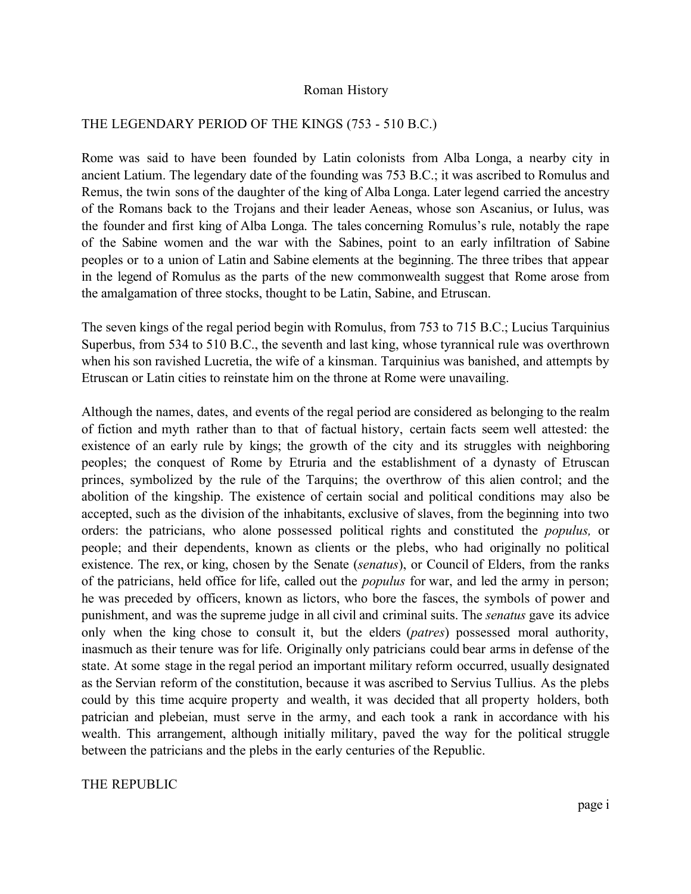# Roman History

## THE LEGENDARY PERIOD OF THE KINGS (753 - 510 B.C.)

Rome was said to have been founded by Latin colonists from Alba Longa, a nearby city in ancient Latium. The legendary date of the founding was 753 B.C.; it was ascribed to Romulus and Remus, the twin sons of the daughter of the king of Alba Longa. Later legend carried the ancestry of the Romans back to the Trojans and their leader Aeneas, whose son Ascanius, or Iulus, was the founder and first king of Alba Longa. The tales concerning Romulus's rule, notably the rape of the Sabine women and the war with the Sabines, point to an early infiltration of Sabine peoples or to a union of Latin and Sabine elements at the beginning. The three tribes that appear in the legend of Romulus as the parts of the new commonwealth suggest that Rome arose from the amalgamation of three stocks, thought to be Latin, Sabine, and Etruscan.

The seven kings of the regal period begin with Romulus, from 753 to 715 B.C.; Lucius Tarquinius Superbus, from 534 to 510 B.C., the seventh and last king, whose tyrannical rule was overthrown when his son ravished Lucretia, the wife of a kinsman. Tarquinius was banished, and attempts by Etruscan or Latin cities to reinstate him on the throne at Rome were unavailing.

Although the names, dates, and events of the regal period are considered as belonging to the realm of fiction and myth rather than to that of factual history, certain facts seem well attested: the existence of an early rule by kings; the growth of the city and its struggles with neighboring peoples; the conquest of Rome by Etruria and the establishment of a dynasty of Etruscan princes, symbolized by the rule of the Tarquins; the overthrow of this alien control; and the abolition of the kingship. The existence of certain social and political conditions may also be accepted, such as the division of the inhabitants, exclusive of slaves, from the beginning into two orders: the patricians, who alone possessed political rights and constituted the *populus,* or people; and their dependents, known as clients or the plebs, who had originally no political existence. The rex, or king, chosen by the Senate (*senatus*), or Council of Elders, from the ranks of the patricians, held office for life, called out the *populus* for war, and led the army in person; he was preceded by officers, known as lictors, who bore the fasces, the symbols of power and punishment, and was the supreme judge in all civil and criminal suits. The *senatus* gave its advice only when the king chose to consult it, but the elders (*patres*) possessed moral authority, inasmuch as their tenure was for life. Originally only patricians could bear arms in defense of the state. At some stage in the regal period an important military reform occurred, usually designated as the Servian reform of the constitution, because it was ascribed to Servius Tullius. As the plebs could by this time acquire property and wealth, it was decided that all property holders, both patrician and plebeian, must serve in the army, and each took a rank in accordance with his wealth. This arrangement, although initially military, paved the way for the political struggle between the patricians and the plebs in the early centuries of the Republic.

## THE REPUBLIC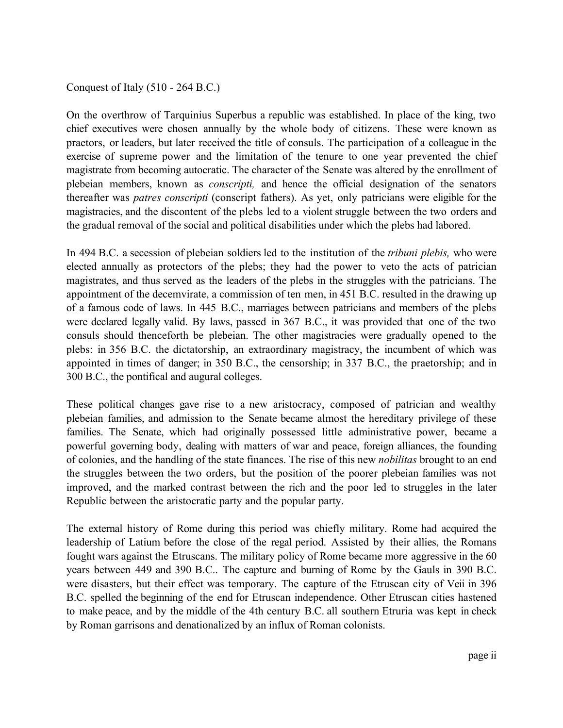## Conquest of Italy (510 - 264 B.C.)

On the overthrow of Tarquinius Superbus a republic was established. In place of the king, two chief executives were chosen annually by the whole body of citizens. These were known as praetors, or leaders, but later received the title of consuls. The participation of a colleague in the exercise of supreme power and the limitation of the tenure to one year prevented the chief magistrate from becoming autocratic. The character of the Senate was altered by the enrollment of plebeian members, known as *conscripti,* and hence the official designation of the senators thereafter was *patres conscripti* (conscript fathers). As yet, only patricians were eligible for the magistracies, and the discontent of the plebs led to a violent struggle between the two orders and the gradual removal of the social and political disabilities under which the plebs had labored.

In 494 B.C. a secession of plebeian soldiers led to the institution of the *tribuni plebis,* who were elected annually as protectors of the plebs; they had the power to veto the acts of patrician magistrates, and thus served as the leaders of the plebs in the struggles with the patricians. The appointment of the decemvirate, a commission of ten men, in 451 B.C. resulted in the drawing up of a famous code of laws. In 445 B.C., marriages between patricians and members of the plebs were declared legally valid. By laws, passed in 367 B.C., it was provided that one of the two consuls should thenceforth be plebeian. The other magistracies were gradually opened to the plebs: in 356 B.C. the dictatorship, an extraordinary magistracy, the incumbent of which was appointed in times of danger; in 350 B.C., the censorship; in 337 B.C., the praetorship; and in 300 B.C., the pontifical and augural colleges.

These political changes gave rise to a new aristocracy, composed of patrician and wealthy plebeian families, and admission to the Senate became almost the hereditary privilege of these families. The Senate, which had originally possessed little administrative power, became a powerful governing body, dealing with matters of war and peace, foreign alliances, the founding of colonies, and the handling of the state finances. The rise of this new *nobilitas* brought to an end the struggles between the two orders, but the position of the poorer plebeian families was not improved, and the marked contrast between the rich and the poor led to struggles in the later Republic between the aristocratic party and the popular party.

The external history of Rome during this period was chiefly military. Rome had acquired the leadership of Latium before the close of the regal period. Assisted by their allies, the Romans fought wars against the Etruscans. The military policy of Rome became more aggressive in the 60 years between 449 and 390 B.C.. The capture and burning of Rome by the Gauls in 390 B.C. were disasters, but their effect was temporary. The capture of the Etruscan city of Veii in 396 B.C. spelled the beginning of the end for Etruscan independence. Other Etruscan cities hastened to make peace, and by the middle of the 4th century B.C. all southern Etruria was kept in check by Roman garrisons and denationalized by an influx of Roman colonists.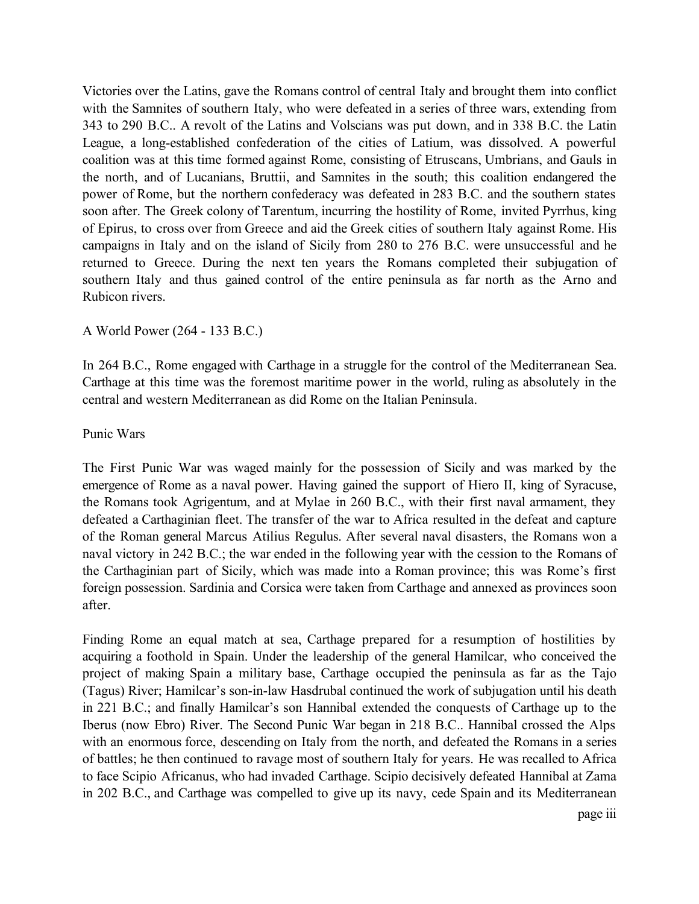Victories over the Latins, gave the Romans control of central Italy and brought them into conflict with the Samnites of southern Italy, who were defeated in a series of three wars, extending from 343 to 290 B.C.. A revolt of the Latins and Volscians was put down, and in 338 B.C. the Latin League, a long-established confederation of the cities of Latium, was dissolved. A powerful coalition was at this time formed against Rome, consisting of Etruscans, Umbrians, and Gauls in the north, and of Lucanians, Bruttii, and Samnites in the south; this coalition endangered the power of Rome, but the northern confederacy was defeated in 283 B.C. and the southern states soon after. The Greek colony of Tarentum, incurring the hostility of Rome, invited Pyrrhus, king of Epirus, to cross over from Greece and aid the Greek cities of southern Italy against Rome. His campaigns in Italy and on the island of Sicily from 280 to 276 B.C. were unsuccessful and he returned to Greece. During the next ten years the Romans completed their subjugation of southern Italy and thus gained control of the entire peninsula as far north as the Arno and Rubicon rivers.

## A World Power (264 - 133 B.C.)

In 264 B.C., Rome engaged with Carthage in a struggle for the control of the Mediterranean Sea. Carthage at this time was the foremost maritime power in the world, ruling as absolutely in the central and western Mediterranean as did Rome on the Italian Peninsula.

### Punic Wars

The First Punic War was waged mainly for the possession of Sicily and was marked by the emergence of Rome as a naval power. Having gained the support of Hiero II, king of Syracuse, the Romans took Agrigentum, and at Mylae in 260 B.C., with their first naval armament, they defeated a Carthaginian fleet. The transfer of the war to Africa resulted in the defeat and capture of the Roman general Marcus Atilius Regulus. After several naval disasters, the Romans won a naval victory in 242 B.C.; the war ended in the following year with the cession to the Romans of the Carthaginian part of Sicily, which was made into a Roman province; this was Rome's first foreign possession. Sardinia and Corsica were taken from Carthage and annexed as provinces soon after.

Finding Rome an equal match at sea, Carthage prepared for a resumption of hostilities by acquiring a foothold in Spain. Under the leadership of the general Hamilcar, who conceived the project of making Spain a military base, Carthage occupied the peninsula as far as the Tajo (Tagus) River; Hamilcar's son-in-law Hasdrubal continued the work of subjugation until his death in 221 B.C.; and finally Hamilcar's son Hannibal extended the conquests of Carthage up to the Iberus (now Ebro) River. The Second Punic War began in 218 B.C.. Hannibal crossed the Alps with an enormous force, descending on Italy from the north, and defeated the Romans in a series of battles; he then continued to ravage most of southern Italy for years. He was recalled to Africa to face Scipio Africanus, who had invaded Carthage. Scipio decisively defeated Hannibal at Zama in 202 B.C., and Carthage was compelled to give up its navy, cede Spain and its Mediterranean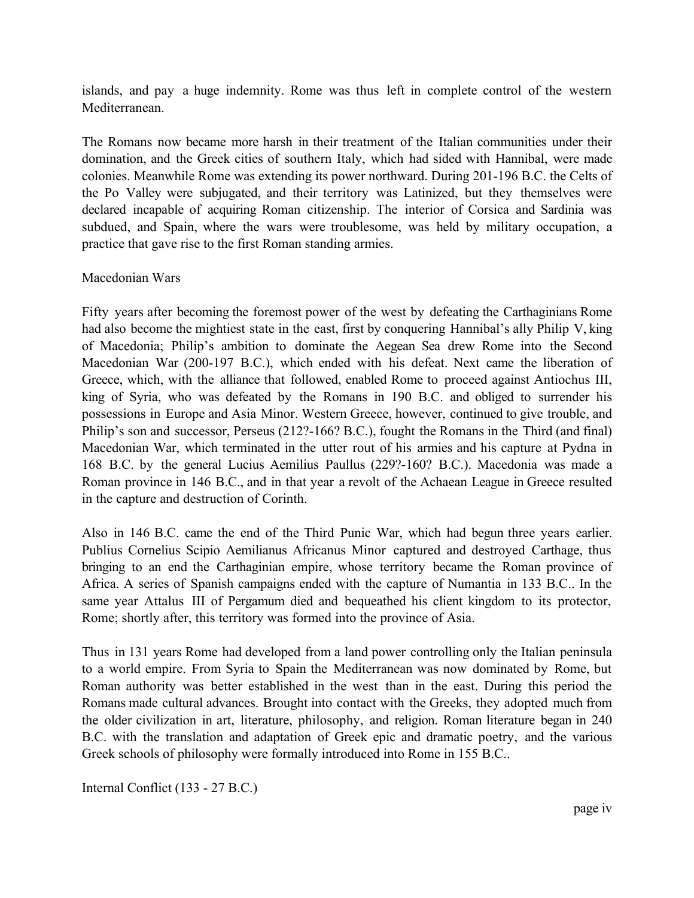islands, and pay a huge indemnity. Rome was thus left in complete control of the western Mediterranean.

The Romans now became more harsh in their treatment of the Italian communities under their domination, and the Greek cities of southern Italy, which had sided with Hannibal, were made colonies. Meanwhile Rome was extending its power northward. During 201-196 B.C. the Celts of the Po Valley were subjugated, and their territory was Latinized, but they themselves were declared incapable of acquiring Roman citizenship. The interior of Corsica and Sardinia was subdued, and Spain, where the wars were troublesome, was held by military occupation, a practice that gave rise to the first Roman standing armies.

## Macedonian Wars

Fifty years after becoming the foremost power of the west by defeating the Carthaginians Rome had also become the mightiest state in the east, first by conquering Hannibal's ally Philip V, king of Macedonia; Philip's ambition to dominate the Aegean Sea drew Rome into the Second Macedonian War (200-197 B.C.), which ended with his defeat. Next came the liberation of Greece, which, with the alliance that followed, enabled Rome to proceed against Antiochus III, king of Syria, who was defeated by the Romans in 190 B.C. and obliged to surrender his possessions in Europe and Asia Minor. Western Greece, however, continued to give trouble, and Philip's son and successor, Perseus (212?-166? B.C.), fought the Romans in the Third (and final) Macedonian War, which terminated in the utter rout of his armies and his capture at Pydna in 168 B.C. by the general Lucius Aemilius Paullus (229?-160? B.C.). Macedonia was made a Roman province in 146 B.C., and in that year a revolt of the Achaean League in Greece resulted in the capture and destruction of Corinth.

Also in 146 B.C. came the end of the Third Punic War, which had begun three years earlier. Publius Cornelius Scipio Aemilianus Africanus Minor captured and destroyed Carthage, thus bringing to an end the Carthaginian empire, whose territory became the Roman province of Africa. A series of Spanish campaigns ended with the capture of Numantia in 133 B.C.. In the same year Attalus III of Pergamum died and bequeathed his client kingdom to its protector, Rome; shortly after, this territory was formed into the province of Asia.

Thus in 131 years Rome had developed from a land power controlling only the Italian peninsula to a world empire. From Syria to Spain the Mediterranean was now dominated by Rome, but Roman authority was better established in the west than in the east. During this period the Romans made cultural advances. Brought into contact with the Greeks, they adopted much from the older civilization in art, literature, philosophy, and religion. Roman literature began in 240 B.C. with the translation and adaptation of Greek epic and dramatic poetry, and the various Greek schools of philosophy were formally introduced into Rome in 155 B.C..

## Internal Conflict (133 - 27 B.C.)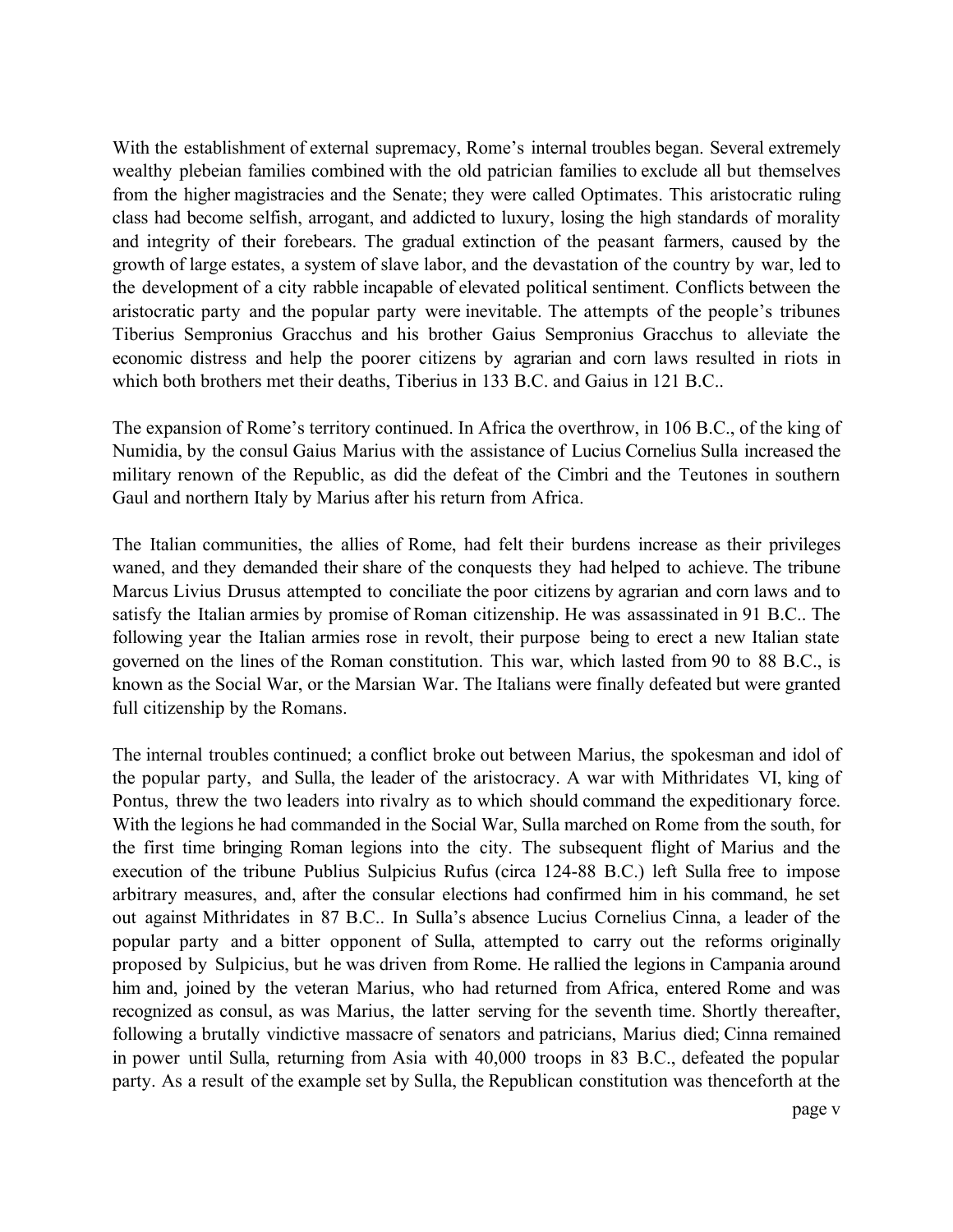With the establishment of external supremacy, Rome's internal troubles began. Several extremely wealthy plebeian families combined with the old patrician families to exclude all but themselves from the higher magistracies and the Senate; they were called Optimates. This aristocratic ruling class had become selfish, arrogant, and addicted to luxury, losing the high standards of morality and integrity of their forebears. The gradual extinction of the peasant farmers, caused by the growth of large estates, a system of slave labor, and the devastation of the country by war, led to the development of a city rabble incapable of elevated political sentiment. Conflicts between the aristocratic party and the popular party were inevitable. The attempts of the people's tribunes Tiberius Sempronius Gracchus and his brother Gaius Sempronius Gracchus to alleviate the economic distress and help the poorer citizens by agrarian and corn laws resulted in riots in which both brothers met their deaths, Tiberius in 133 B.C. and Gaius in 121 B.C..

The expansion of Rome's territory continued. In Africa the overthrow, in 106 B.C., of the king of Numidia, by the consul Gaius Marius with the assistance of Lucius Cornelius Sulla increased the military renown of the Republic, as did the defeat of the Cimbri and the Teutones in southern Gaul and northern Italy by Marius after his return from Africa.

The Italian communities, the allies of Rome, had felt their burdens increase as their privileges waned, and they demanded their share of the conquests they had helped to achieve. The tribune Marcus Livius Drusus attempted to conciliate the poor citizens by agrarian and corn laws and to satisfy the Italian armies by promise of Roman citizenship. He was assassinated in 91 B.C.. The following year the Italian armies rose in revolt, their purpose being to erect a new Italian state governed on the lines of the Roman constitution. This war, which lasted from 90 to 88 B.C., is known as the Social War, or the Marsian War. The Italians were finally defeated but were granted full citizenship by the Romans.

The internal troubles continued; a conflict broke out between Marius, the spokesman and idol of the popular party, and Sulla, the leader of the aristocracy. A war with Mithridates VI, king of Pontus, threw the two leaders into rivalry as to which should command the expeditionary force. With the legions he had commanded in the Social War, Sulla marched on Rome from the south, for the first time bringing Roman legions into the city. The subsequent flight of Marius and the execution of the tribune Publius Sulpicius Rufus (circa 124-88 B.C.) left Sulla free to impose arbitrary measures, and, after the consular elections had confirmed him in his command, he set out against Mithridates in 87 B.C.. In Sulla's absence Lucius Cornelius Cinna, a leader of the popular party and a bitter opponent of Sulla, attempted to carry out the reforms originally proposed by Sulpicius, but he was driven from Rome. He rallied the legions in Campania around him and, joined by the veteran Marius, who had returned from Africa, entered Rome and was recognized as consul, as was Marius, the latter serving for the seventh time. Shortly thereafter, following a brutally vindictive massacre of senators and patricians, Marius died; Cinna remained in power until Sulla, returning from Asia with 40,000 troops in 83 B.C., defeated the popular party. As a result of the example set by Sulla, the Republican constitution was thenceforth at the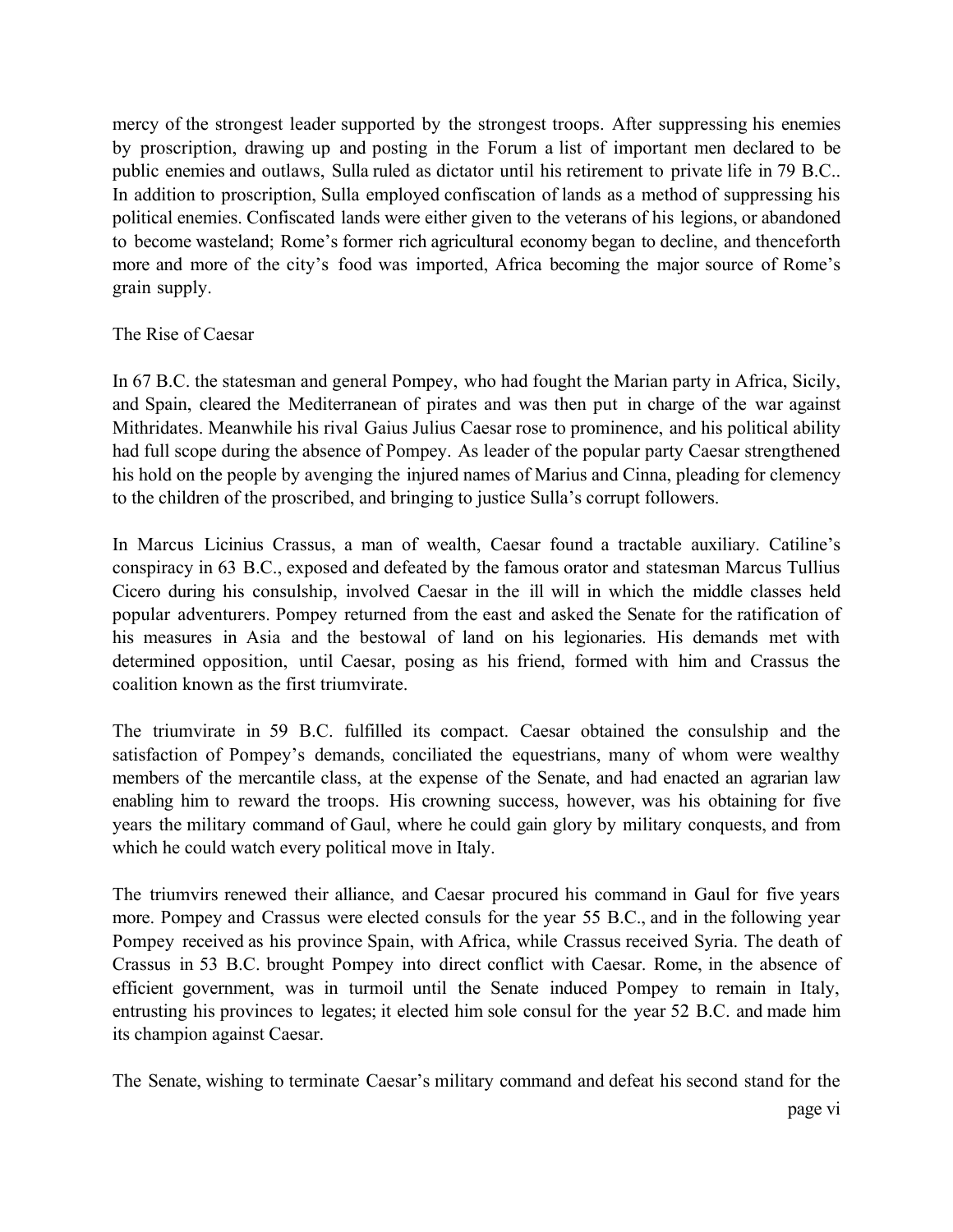mercy of the strongest leader supported by the strongest troops. After suppressing his enemies by proscription, drawing up and posting in the Forum a list of important men declared to be public enemies and outlaws, Sulla ruled as dictator until his retirement to private life in 79 B.C.. In addition to proscription, Sulla employed confiscation of lands as a method of suppressing his political enemies. Confiscated lands were either given to the veterans of his legions, or abandoned to become wasteland; Rome's former rich agricultural economy began to decline, and thenceforth more and more of the city's food was imported, Africa becoming the major source of Rome's grain supply.

## The Rise of Caesar

In 67 B.C. the statesman and general Pompey, who had fought the Marian party in Africa, Sicily, and Spain, cleared the Mediterranean of pirates and was then put in charge of the war against Mithridates. Meanwhile his rival Gaius Julius Caesar rose to prominence, and his political ability had full scope during the absence of Pompey. As leader of the popular party Caesar strengthened his hold on the people by avenging the injured names of Marius and Cinna, pleading for clemency to the children of the proscribed, and bringing to justice Sulla's corrupt followers.

In Marcus Licinius Crassus, a man of wealth, Caesar found a tractable auxiliary. Catiline's conspiracy in 63 B.C., exposed and defeated by the famous orator and statesman Marcus Tullius Cicero during his consulship, involved Caesar in the ill will in which the middle classes held popular adventurers. Pompey returned from the east and asked the Senate for the ratification of his measures in Asia and the bestowal of land on his legionaries. His demands met with determined opposition, until Caesar, posing as his friend, formed with him and Crassus the coalition known as the first triumvirate.

The triumvirate in 59 B.C. fulfilled its compact. Caesar obtained the consulship and the satisfaction of Pompey's demands, conciliated the equestrians, many of whom were wealthy members of the mercantile class, at the expense of the Senate, and had enacted an agrarian law enabling him to reward the troops. His crowning success, however, was his obtaining for five years the military command of Gaul, where he could gain glory by military conquests, and from which he could watch every political move in Italy.

The triumvirs renewed their alliance, and Caesar procured his command in Gaul for five years more. Pompey and Crassus were elected consuls for the year 55 B.C., and in the following year Pompey received as his province Spain, with Africa, while Crassus received Syria. The death of Crassus in 53 B.C. brought Pompey into direct conflict with Caesar. Rome, in the absence of efficient government, was in turmoil until the Senate induced Pompey to remain in Italy, entrusting his provinces to legates; it elected him sole consul for the year 52 B.C. and made him its champion against Caesar.

The Senate, wishing to terminate Caesar's military command and defeat his second stand for the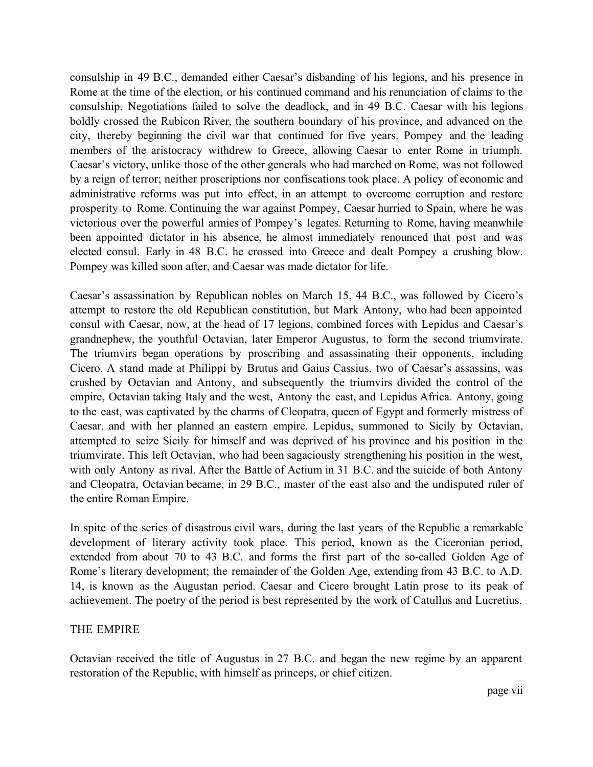consulship in 49 B.C., demanded either Caesar's disbanding of his legions, and his presence in Rome at the time of the election, or his continued command and his renunciation of claims to the consulship. Negotiations failed to solve the deadlock, and in 49 B.C. Caesar with his legions boldly crossed the Rubicon River, the southern boundary of his province, and advanced on the city, thereby beginning the civil war that continued for five years. Pompey and the leading members of the aristocracy withdrew to Greece, allowing Caesar to enter Rome in triumph. Caesar's victory, unlike those of the other generals who had marched on Rome, was not followed by a reign of terror; neither proscriptions nor confiscations took place. A policy of economic and administrative reforms was put into effect, in an attempt to overcome corruption and restore prosperity to Rome. Continuing the war against Pompey, Caesar hurried to Spain, where he was victorious over the powerful armies of Pompey's legates. Returning to Rome, having meanwhile been appointed dictator in his absence, he almost immediately renounced that post and was elected consul. Early in 48 B.C. he crossed into Greece and dealt Pompey a crushing blow. Pompey was killed soon after, and Caesar was made dictator for life.

Caesar's assassination by Republican nobles on March 15, 44 B.C., was followed by Cicero's attempt to restore the old Republican constitution, but Mark Antony, who had been appointed consul with Caesar, now, at the head of 17 legions, combined forces with Lepidus and Caesar's grandnephew, the youthful Octavian, later Emperor Augustus, to form the second triumvirate. The triumvirs began operations by proscribing and assassinating their opponents, including Cicero. A stand made at Philippi by Brutus and Gaius Cassius, two of Caesar's assassins, was crushed by Octavian and Antony, and subsequently the triumvirs divided the control of the empire, Octavian taking Italy and the west, Antony the east, and Lepidus Africa. Antony, going to the east, was captivated by the charms of Cleopatra, queen of Egypt and formerly mistress of Caesar, and with her planned an eastern empire. Lepidus, summoned to Sicily by Octavian, attempted to seize Sicily for himself and was deprived of his province and his position in the triumvirate. This left Octavian, who had been sagaciously strengthening his position in the west, with only Antony as rival. After the Battle of Actium in 31 B.C. and the suicide of both Antony and Cleopatra, Octavian became, in 29 B.C., master of the east also and the undisputed ruler of the entire Roman Empire.

In spite of the series of disastrous civil wars, during the last years of the Republic a remarkable development of literary activity took place. This period, known as the Ciceronian period, extended from about 70 to 43 B.C. and forms the first part of the so-called Golden Age of Rome's literary development; the remainder of the Golden Age, extending from 43 B.C. to A.D. 14, is known as the Augustan period. Caesar and Cicero brought Latin prose to its peak of achievement. The poetry of the period is best represented by the work of Catullus and Lucretius.

## THE EMPIRE

Octavian received the title of Augustus in 27 B.C. and began the new regime by an apparent restoration of the Republic, with himself as princeps, or chief citizen.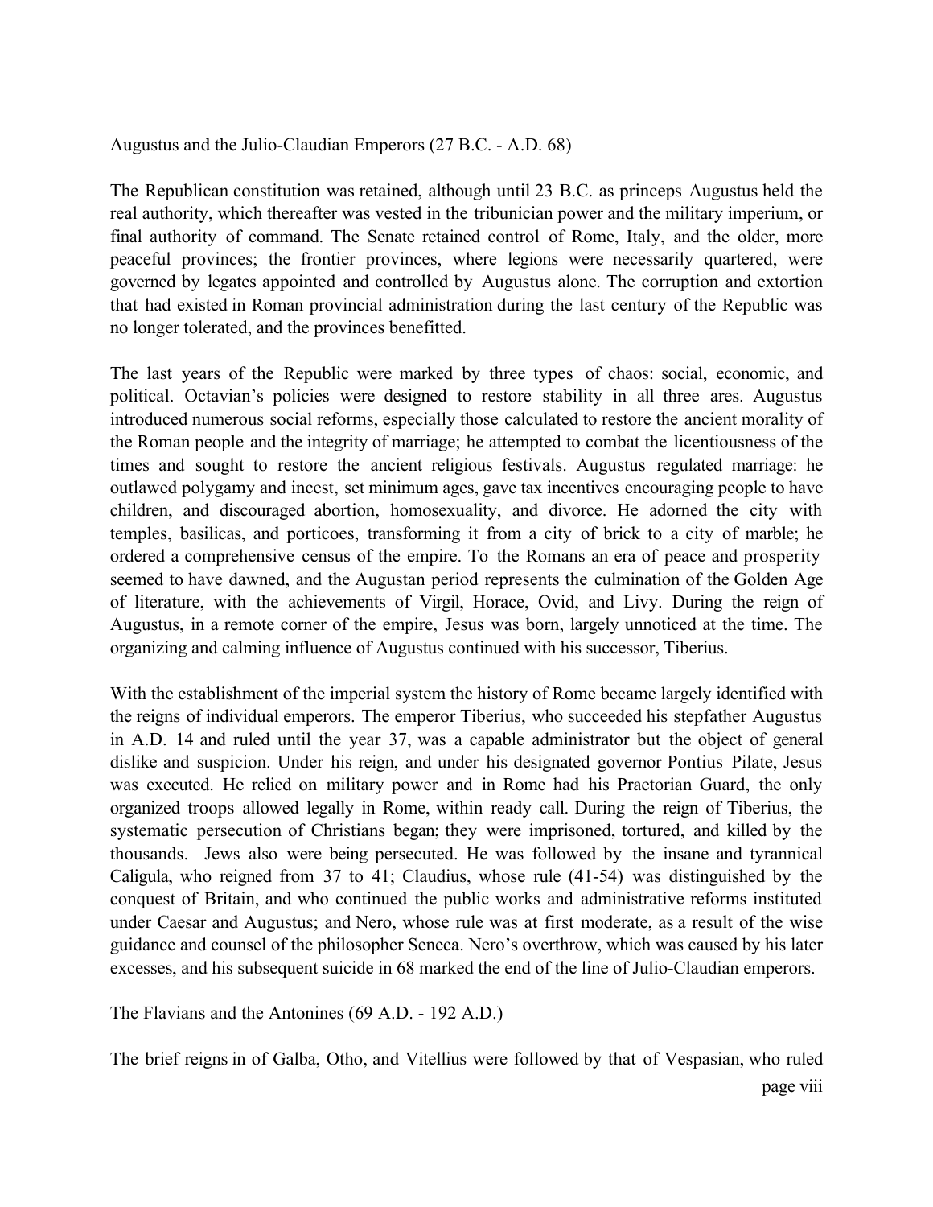## Augustus and the Julio-Claudian Emperors (27 B.C. - A.D. 68)

The Republican constitution was retained, although until 23 B.C. as princeps Augustus held the real authority, which thereafter was vested in the tribunician power and the military imperium, or final authority of command. The Senate retained control of Rome, Italy, and the older, more peaceful provinces; the frontier provinces, where legions were necessarily quartered, were governed by legates appointed and controlled by Augustus alone. The corruption and extortion that had existed in Roman provincial administration during the last century of the Republic was no longer tolerated, and the provinces benefitted.

The last years of the Republic were marked by three types of chaos: social, economic, and political. Octavian's policies were designed to restore stability in all three ares. Augustus introduced numerous social reforms, especially those calculated to restore the ancient morality of the Roman people and the integrity of marriage; he attempted to combat the licentiousness of the times and sought to restore the ancient religious festivals. Augustus regulated marriage: he outlawed polygamy and incest, set minimum ages, gave tax incentives encouraging people to have children, and discouraged abortion, homosexuality, and divorce. He adorned the city with temples, basilicas, and porticoes, transforming it from a city of brick to a city of marble; he ordered a comprehensive census of the empire. To the Romans an era of peace and prosperity seemed to have dawned, and the Augustan period represents the culmination of the Golden Age of literature, with the achievements of Virgil, Horace, Ovid, and Livy. During the reign of Augustus, in a remote corner of the empire, Jesus was born, largely unnoticed at the time. The organizing and calming influence of Augustus continued with his successor, Tiberius.

With the establishment of the imperial system the history of Rome became largely identified with the reigns of individual emperors. The emperor Tiberius, who succeeded his stepfather Augustus in A.D. 14 and ruled until the year 37, was a capable administrator but the object of general dislike and suspicion. Under his reign, and under his designated governor Pontius Pilate, Jesus was executed. He relied on military power and in Rome had his Praetorian Guard, the only organized troops allowed legally in Rome, within ready call. During the reign of Tiberius, the systematic persecution of Christians began; they were imprisoned, tortured, and killed by the thousands. Jews also were being persecuted. He was followed by the insane and tyrannical Caligula, who reigned from 37 to 41; Claudius, whose rule (41-54) was distinguished by the conquest of Britain, and who continued the public works and administrative reforms instituted under Caesar and Augustus; and Nero, whose rule was at first moderate, as a result of the wise guidance and counsel of the philosopher Seneca. Nero's overthrow, which was caused by his later excesses, and his subsequent suicide in 68 marked the end of the line of Julio-Claudian emperors.

## The Flavians and the Antonines (69 A.D. - 192 A.D.)

The brief reigns in of Galba, Otho, and Vitellius were followed by that of Vespasian, who ruled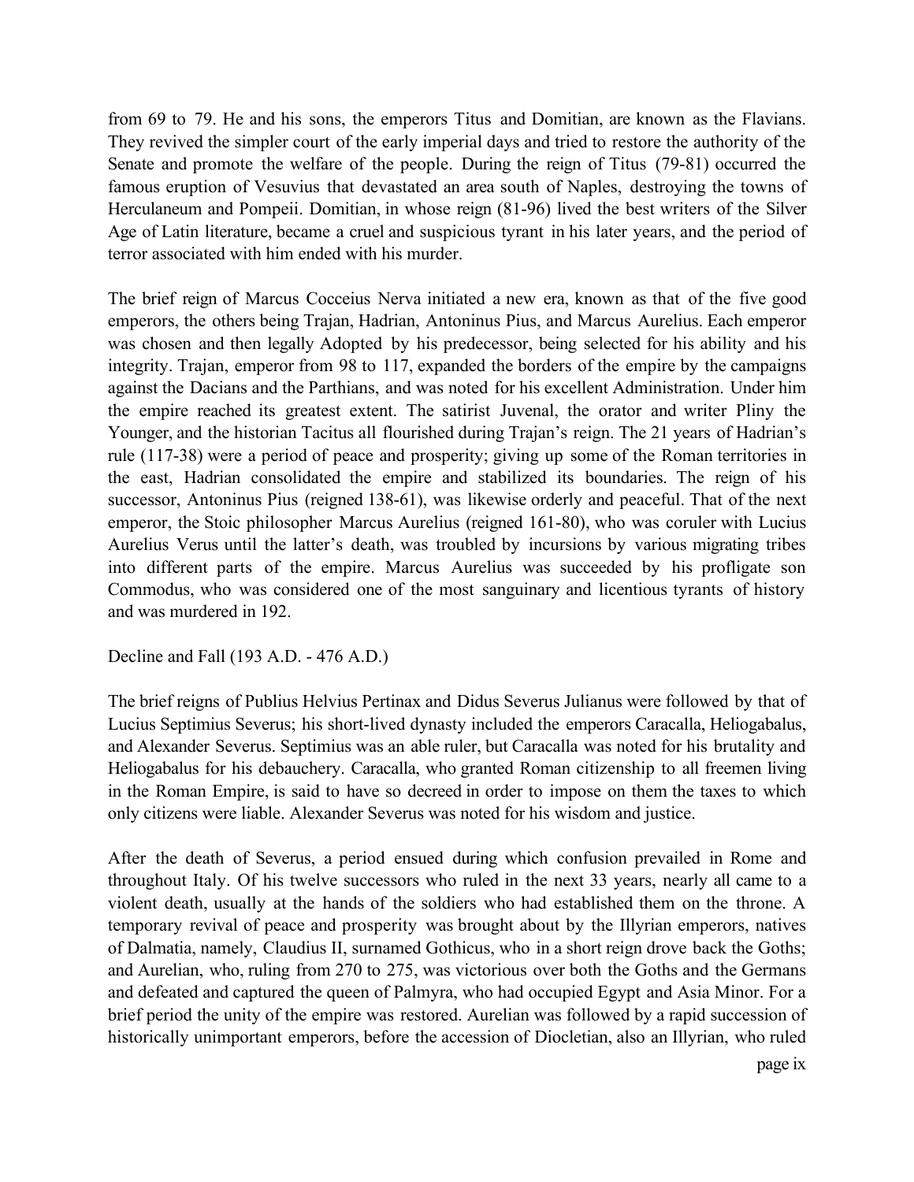from 69 to 79. He and his sons, the emperors Titus and Domitian, are known as the Flavians. They revived the simpler court of the early imperial days and tried to restore the authority of the Senate and promote the welfare of the people. During the reign of Titus (79-81) occurred the famous eruption of Vesuvius that devastated an area south of Naples, destroying the towns of Herculaneum and Pompeii. Domitian, in whose reign (81-96) lived the best writers of the Silver Age of Latin literature, became a cruel and suspicious tyrant in his later years, and the period of terror associated with him ended with his murder.

The brief reign of Marcus Cocceius Nerva initiated a new era, known as that of the five good emperors, the others being Trajan, Hadrian, Antoninus Pius, and Marcus Aurelius. Each emperor was chosen and then legally Adopted by his predecessor, being selected for his ability and his integrity. Trajan, emperor from 98 to 117, expanded the borders of the empire by the campaigns against the Dacians and the Parthians, and was noted for his excellent Administration. Under him the empire reached its greatest extent. The satirist Juvenal, the orator and writer Pliny the Younger, and the historian Tacitus all flourished during Trajan's reign. The 21 years of Hadrian's rule (117-38) were a period of peace and prosperity; giving up some of the Roman territories in the east, Hadrian consolidated the empire and stabilized its boundaries. The reign of his successor, Antoninus Pius (reigned 138-61), was likewise orderly and peaceful. That of the next emperor, the Stoic philosopher Marcus Aurelius (reigned 161-80), who was coruler with Lucius Aurelius Verus until the latter's death, was troubled by incursions by various migrating tribes into different parts of the empire. Marcus Aurelius was succeeded by his profligate son Commodus, who was considered one of the most sanguinary and licentious tyrants of history and was murdered in 192.

Decline and Fall (193 A.D. - 476 A.D.)

The brief reigns of Publius Helvius Pertinax and Didus Severus Julianus were followed by that of Lucius Septimius Severus; his short-lived dynasty included the emperors Caracalla, Heliogabalus, and Alexander Severus. Septimius was an able ruler, but Caracalla was noted for his brutality and Heliogabalus for his debauchery. Caracalla, who granted Roman citizenship to all freemen living in the Roman Empire, is said to have so decreed in order to impose on them the taxes to which only citizens were liable. Alexander Severus was noted for his wisdom and justice.

After the death of Severus, a period ensued during which confusion prevailed in Rome and throughout Italy. Of his twelve successors who ruled in the next 33 years, nearly all came to a violent death, usually at the hands of the soldiers who had established them on the throne. A temporary revival of peace and prosperity was brought about by the Illyrian emperors, natives of Dalmatia, namely, Claudius II, surnamed Gothicus, who in a short reign drove back the Goths; and Aurelian, who, ruling from 270 to 275, was victorious over both the Goths and the Germans and defeated and captured the queen of Palmyra, who had occupied Egypt and Asia Minor. For a brief period the unity of the empire was restored. Aurelian was followed by a rapid succession of historically unimportant emperors, before the accession of Diocletian, also an Illyrian, who ruled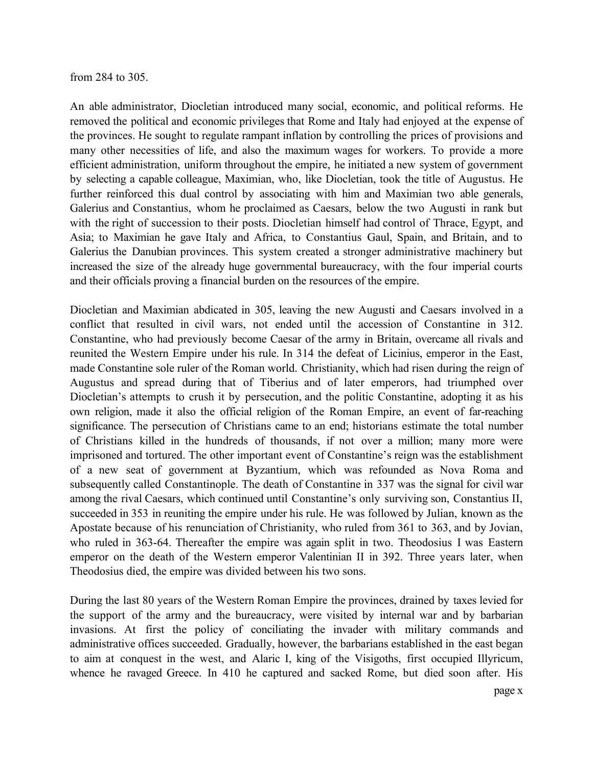from 284 to 305.

An able administrator, Diocletian introduced many social, economic, and political reforms. He removed the political and economic privileges that Rome and Italy had enjoyed at the expense of the provinces. He sought to regulate rampant inflation by controlling the prices of provisions and many other necessities of life, and also the maximum wages for workers. To provide a more efficient administration, uniform throughout the empire, he initiated a new system of government by selecting a capable colleague, Maximian, who, like Diocletian, took the title of Augustus. He further reinforced this dual control by associating with him and Maximian two able generals, Galerius and Constantius, whom he proclaimed as Caesars, below the two Augusti in rank but with the right of succession to their posts. Diocletian himself had control of Thrace, Egypt, and Asia; to Maximian he gave Italy and Africa, to Constantius Gaul, Spain, and Britain, and to Galerius the Danubian provinces. This system created a stronger administrative machinery but increased the size of the already huge governmental bureaucracy, with the four imperial courts and their officials proving a financial burden on the resources of the empire.

Diocletian and Maximian abdicated in 305, leaving the new Augusti and Caesars involved in a conflict that resulted in civil wars, not ended until the accession of Constantine in 312. Constantine, who had previously become Caesar of the army in Britain, overcame all rivals and reunited the Western Empire under his rule. In 314 the defeat of Licinius, emperor in the East, made Constantine sole ruler of the Roman world. Christianity, which had risen during the reign of Augustus and spread during that of Tiberius and of later emperors, had triumphed over Diocletian's attempts to crush it by persecution, and the politic Constantine, adopting it as his own religion, made it also the official religion of the Roman Empire, an event of far-reaching significance. The persecution of Christians came to an end; historians estimate the total number of Christians killed in the hundreds of thousands, if not over a million; many more were imprisoned and tortured. The other important event of Constantine's reign was the establishment of a new seat of government at Byzantium, which was refounded as Nova Roma and subsequently called Constantinople. The death of Constantine in 337 was the signal for civil war among the rival Caesars, which continued until Constantine's only surviving son, Constantius II, succeeded in 353 in reuniting the empire under his rule. He was followed by Julian, known as the Apostate because of his renunciation of Christianity, who ruled from 361 to 363, and by Jovian, who ruled in 363-64. Thereafter the empire was again split in two. Theodosius I was Eastern emperor on the death of the Western emperor Valentinian II in 392. Three years later, when Theodosius died, the empire was divided between his two sons.

During the last 80 years of the Western Roman Empire the provinces, drained by taxes levied for the support of the army and the bureaucracy, were visited by internal war and by barbarian invasions. At first the policy of conciliating the invader with military commands and administrative offices succeeded. Gradually, however, the barbarians established in the east began to aim at conquest in the west, and Alaric I, king of the Visigoths, first occupied Illyricum, whence he ravaged Greece. In 410 he captured and sacked Rome, but died soon after. His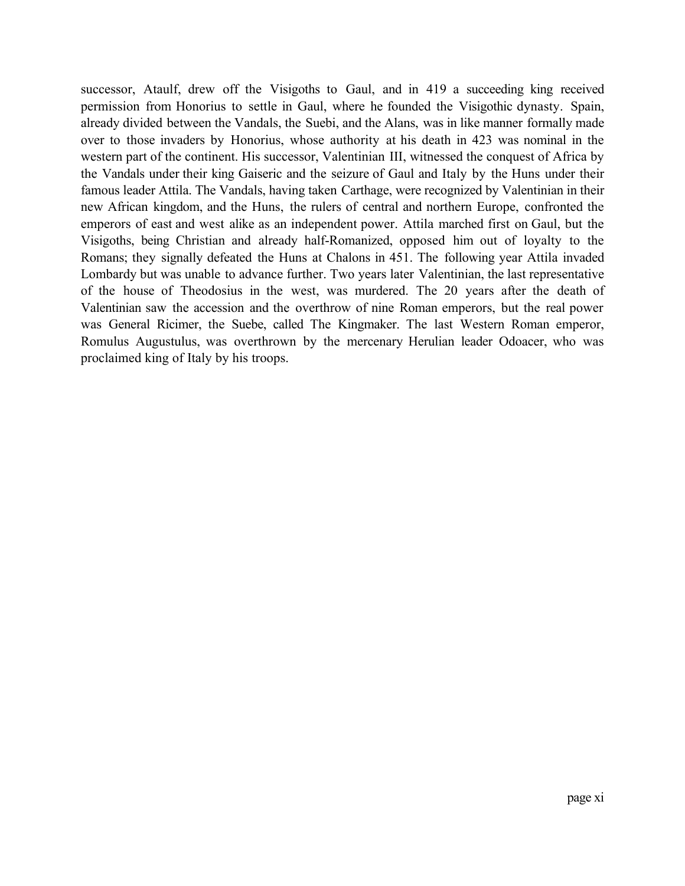successor, Ataulf, drew off the Visigoths to Gaul, and in 419 a succeeding king received permission from Honorius to settle in Gaul, where he founded the Visigothic dynasty. Spain, already divided between the Vandals, the Suebi, and the Alans, was in like manner formally made over to those invaders by Honorius, whose authority at his death in 423 was nominal in the western part of the continent. His successor, Valentinian III, witnessed the conquest of Africa by the Vandals under their king Gaiseric and the seizure of Gaul and Italy by the Huns under their famous leader Attila. The Vandals, having taken Carthage, were recognized by Valentinian in their new African kingdom, and the Huns, the rulers of central and northern Europe, confronted the emperors of east and west alike as an independent power. Attila marched first on Gaul, but the Visigoths, being Christian and already half-Romanized, opposed him out of loyalty to the Romans; they signally defeated the Huns at Chalons in 451. The following year Attila invaded Lombardy but was unable to advance further. Two years later Valentinian, the last representative of the house of Theodosius in the west, was murdered. The 20 years after the death of Valentinian saw the accession and the overthrow of nine Roman emperors, but the real power was General Ricimer, the Suebe, called The Kingmaker. The last Western Roman emperor, Romulus Augustulus, was overthrown by the mercenary Herulian leader Odoacer, who was proclaimed king of Italy by his troops.